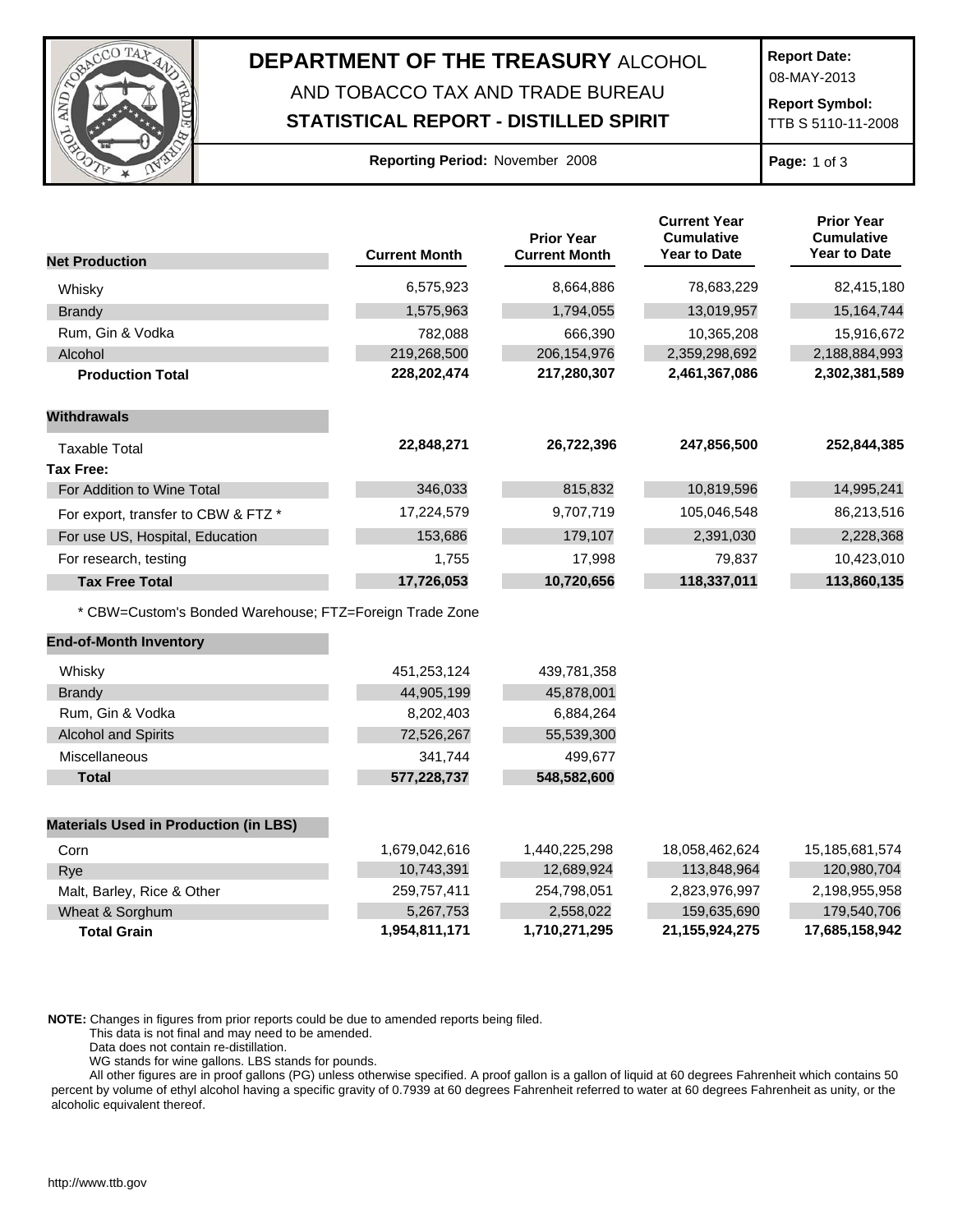# DEPARTMENT OF THE TREASURY ALCOHOL AND TOBACCO TAX AND TRADE BUREAU

## STATISTICAL REPORT - DISTILLED SPIRIT

**Report Date:** 08-MAY-2013

**Report Symbol:** TTB S 5110-11-2008

**Reporting Period:** November 2008

| Net Production | Current Month | Prior Year Current Month | Current Year Cumulative Year to Date | Prior Year Cumulative Year to Date |
|---|---|---|---|---|
| Whisky | 6,575,923 | 8,664,886 | 78,683,229 | 82,415,180 |
| Brandy | 1,575,963 | 1,794,055 | 13,019,957 | 15,164,744 |
| Rum, Gin & Vodka | 782,088 | 666,390 | 10,365,208 | 15,916,672 |
| Alcohol | 219,268,500 | 206,154,976 | 2,359,298,692 | 2,188,884,993 |
| **Production Total** | **228,202,474** | **217,280,307** | **2,461,367,086** | **2,302,381,589** |
| **Withdrawals** | | | | |
| Taxable Total | **22,848,271** | **26,722,396** | **247,856,500** | **252,844,385** |
| **Tax Free:** | | | | |
| For Addition to Wine Total | 346,033 | 815,832 | 10,819,596 | 14,995,241 |
| For export, transfer to CBW & FTZ * | 17,224,579 | 9,707,719 | 105,046,548 | 86,213,516 |
| For use US, Hospital, Education | 153,686 | 179,107 | 2,391,030 | 2,228,368 |
| For research, testing | 1,755 | 17,998 | 79,837 | 10,423,010 |
| **Tax Free Total** | **17,726,053** | **10,720,656** | **118,337,011** | **113,860,135** |

* CBW=Custom's Bonded Warehouse; FTZ=Foreign Trade Zone

| End-of-Month Inventory | Current Month | Prior Year Current Month |
|---|---|---|
| Whisky | 451,253,124 | 439,781,358 |
| Brandy | 44,905,199 | 45,878,001 |
| Rum, Gin & Vodka | 8,202,403 | 6,884,264 |
| Alcohol and Spirits | 72,526,267 | 55,539,300 |
| Miscellaneous | 341,744 | 499,677 |
| **Total** | **577,228,737** | **548,582,600** |

| Materials Used in Production (in LBS) | Current Month | Prior Year Current Month | Current Year Cumulative Year to Date | Prior Year Cumulative Year to Date |
|---|---|---|---|---|
| Corn | 1,679,042,616 | 1,440,225,298 | 18,058,462,624 | 15,185,681,574 |
| Rye | 10,743,391 | 12,689,924 | 113,848,964 | 120,980,704 |
| Malt, Barley, Rice & Other | 259,757,411 | 254,798,051 | 2,823,976,997 | 2,198,955,958 |
| Wheat & Sorghum | 5,267,753 | 2,558,022 | 159,635,690 | 179,540,706 |
| **Total Grain** | **1,954,811,171** | **1,710,271,295** | **21,155,924,275** | **17,685,158,942** |

**NOTE:** Changes in figures from prior reports could be due to amended reports being filed.
This data is not final and may need to be amended.
Data does not contain re-distillation.
WG stands for wine gallons. LBS stands for pounds.
All other figures are in proof gallons (PG) unless otherwise specified. A proof gallon is a gallon of liquid at 60 degrees Fahrenheit which contains 50 percent by volume of ethyl alcohol having a specific gravity of 0.7939 at 60 degrees Fahrenheit referred to water at 60 degrees Fahrenheit as unity, or the alcoholic equivalent thereof.

http://www.ttb.gov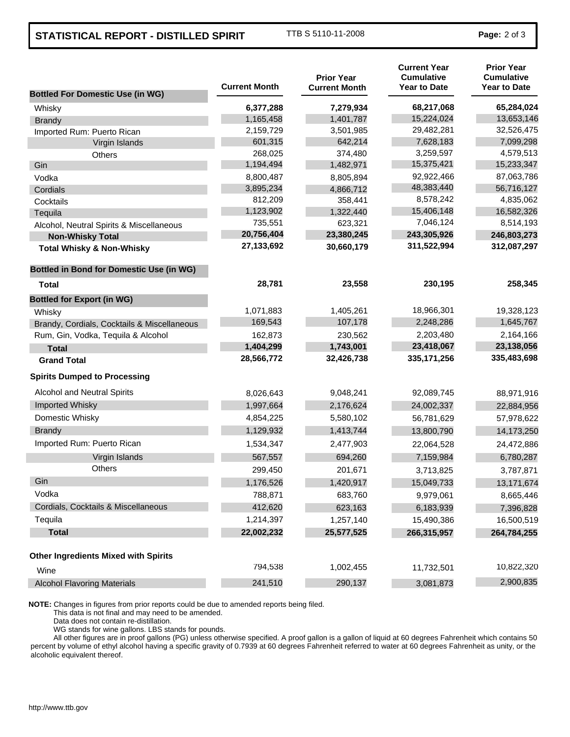## STATISTICAL REPORT - DISTILLED SPIRIT

TTB S 5110-11-2008

| | Current Month | Prior Year Current Month | Current Year Cumulative Year to Date | Prior Year Cumulative Year to Date |
|---|---|---|---|---|
| **Bottled For Domestic Use (in WG)** | | | | |
| Whisky | **6,377,288** | **7,279,934** | **68,217,068** | **65,284,024** |
| Brandy | 1,165,458 | 1,401,787 | 15,224,024 | 13,653,146 |
| Imported Rum: Puerto Rican | 2,159,729 | 3,501,985 | 29,482,281 | 32,526,475 |
| Virgin Islands | 601,315 | 642,214 | 7,628,183 | 7,099,298 |
| Others | 268,025 | 374,480 | 3,259,597 | 4,579,513 |
| Gin | 1,194,494 | 1,482,971 | 15,375,421 | 15,233,347 |
| Vodka | 8,800,487 | 8,805,894 | 92,922,466 | 87,063,786 |
| Cordials | 3,895,234 | 4,866,712 | 48,383,440 | 56,716,127 |
| Cocktails | 812,209 | 358,441 | 8,578,242 | 4,835,062 |
| Tequila | 1,123,902 | 1,322,440 | 15,406,148 | 16,582,326 |
| Alcohol, Neutral Spirits & Miscellaneous | 735,551 | 623,321 | 7,046,124 | 8,514,193 |
| **Non-Whisky Total** | **20,756,404** | **23,380,245** | **243,305,926** | **246,803,273** |
| **Total Whisky & Non-Whisky** | **27,133,692** | **30,660,179** | **311,522,994** | **312,087,297** |
| **Bottled in Bond for Domestic Use (in WG)** | | | | |
| **Total** | **28,781** | **23,558** | **230,195** | **258,345** |
| **Bottled for Export (in WG)** | | | | |
| Whisky | 1,071,883 | 1,405,261 | 18,966,301 | 19,328,123 |
| Brandy, Cordials, Cocktails & Miscellaneous | 169,543 | 107,178 | 2,248,286 | 1,645,767 |
| Rum, Gin, Vodka, Tequila & Alcohol | 162,873 | 230,562 | 2,203,480 | 2,164,166 |
| **Total** | **1,404,299** | **1,743,001** | **23,418,067** | **23,138,056** |
| **Grand Total** | **28,566,772** | **32,426,738** | **335,171,256** | **335,483,698** |
| **Spirits Dumped to Processing** | | | | |
| Alcohol and Neutral Spirits | 8,026,643 | 9,048,241 | 92,089,745 | 88,971,916 |
| Imported Whisky | 1,997,664 | 2,176,624 | 24,002,337 | 22,884,956 |
| Domestic Whisky | 4,854,225 | 5,580,102 | 56,781,629 | 57,978,622 |
| Brandy | 1,129,932 | 1,413,744 | 13,800,790 | 14,173,250 |
| Imported Rum: Puerto Rican | 1,534,347 | 2,477,903 | 22,064,528 | 24,472,886 |
| Virgin Islands | 567,557 | 694,260 | 7,159,984 | 6,780,287 |
| Others | 299,450 | 201,671 | 3,713,825 | 3,787,871 |
| Gin | 1,176,526 | 1,420,917 | 15,049,733 | 13,171,674 |
| Vodka | 788,871 | 683,760 | 9,979,061 | 8,665,446 |
| Cordials, Cocktails & Miscellaneous | 412,620 | 623,163 | 6,183,939 | 7,396,828 |
| Tequila | 1,214,397 | 1,257,140 | 15,490,386 | 16,500,519 |
| **Total** | **22,002,232** | **25,577,525** | **266,315,957** | **264,784,255** |
| **Other Ingredients Mixed with Spirits** | | | | |
| Wine | 794,538 | 1,002,455 | 11,732,501 | 10,822,320 |
| Alcohol Flavoring Materials | 241,510 | 290,137 | 3,081,873 | 2,900,835 |

**NOTE:** Changes in figures from prior reports could be due to amended reports being filed.
This data is not final and may need to be amended.
Data does not contain re-distillation.
WG stands for wine gallons. LBS stands for pounds.
All other figures are in proof gallons (PG) unless otherwise specified. A proof gallon is a gallon of liquid at 60 degrees Fahrenheit which contains 50 percent by volume of ethyl alcohol having a specific gravity of 0.7939 at 60 degrees Fahrenheit referred to water at 60 degrees Fahrenheit as unity, or the alcoholic equivalent thereof.

http://www.ttb.gov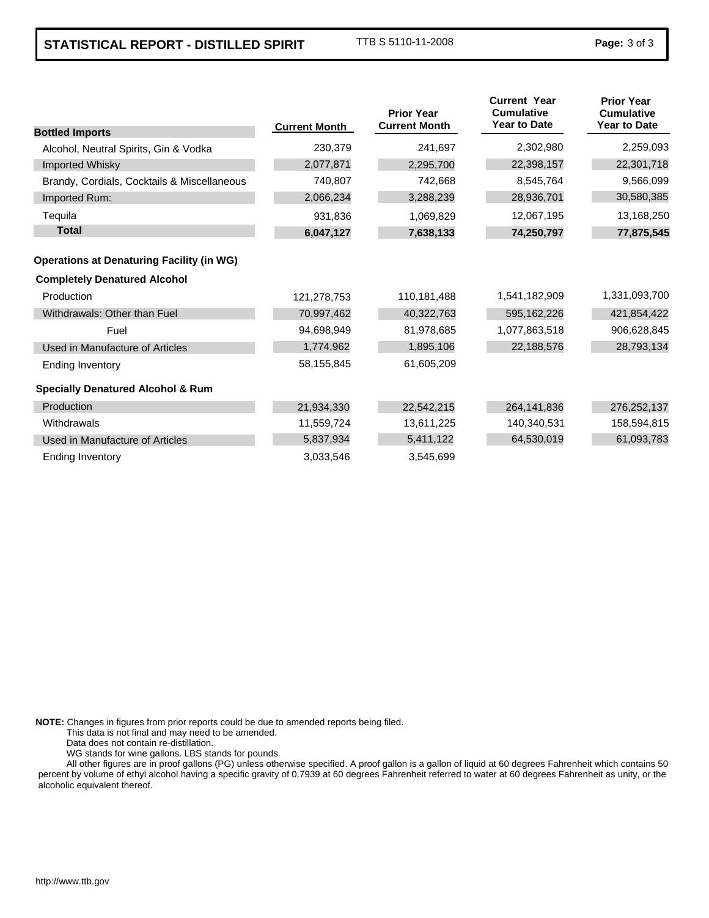## STATISTICAL REPORT - DISTILLED SPIRIT

TTB S 5110-11-2008

| Bottled Imports | Current Month | Prior Year Current Month | Current Year Cumulative Year to Date | Prior Year Cumulative Year to Date |
|---|---|---|---|---|
| Alcohol, Neutral Spirits, Gin & Vodka | 230,379 | 241,697 | 2,302,980 | 2,259,093 |
| Imported Whisky | 2,077,871 | 2,295,700 | 22,398,157 | 22,301,718 |
| Brandy, Cordials, Cocktails & Miscellaneous | 740,807 | 742,668 | 8,545,764 | 9,566,099 |
| Imported Rum: | 2,066,234 | 3,288,239 | 28,936,701 | 30,580,385 |
| Tequila | 931,836 | 1,069,829 | 12,067,195 | 13,168,250 |
| **Total** | **6,047,127** | **7,638,133** | **74,250,797** | **77,875,545** |
| **Operations at Denaturing Facility (in WG)** | | | | |
| **Completely Denatured Alcohol** | | | | |
| Production | 121,278,753 | 110,181,488 | 1,541,182,909 | 1,331,093,700 |
| Withdrawals: Other than Fuel | 70,997,462 | 40,322,763 | 595,162,226 | 421,854,422 |
| Fuel | 94,698,949 | 81,978,685 | 1,077,863,518 | 906,628,845 |
| Used in Manufacture of Articles | 1,774,962 | 1,895,106 | 22,188,576 | 28,793,134 |
| Ending Inventory | 58,155,845 | 61,605,209 | | |
| **Specially Denatured Alcohol & Rum** | | | | |
| Production | 21,934,330 | 22,542,215 | 264,141,836 | 276,252,137 |
| Withdrawals | 11,559,724 | 13,611,225 | 140,340,531 | 158,594,815 |
| Used in Manufacture of Articles | 5,837,934 | 5,411,122 | 64,530,019 | 61,093,783 |
| Ending Inventory | 3,033,546 | 3,545,699 | | |

**NOTE:** Changes in figures from prior reports could be due to amended reports being filed.
This data is not final and may need to be amended.
Data does not contain re-distillation.
WG stands for wine gallons. LBS stands for pounds.
All other figures are in proof gallons (PG) unless otherwise specified. A proof gallon is a gallon of liquid at 60 degrees Fahrenheit which contains 50 percent by volume of ethyl alcohol having a specific gravity of 0.7939 at 60 degrees Fahrenheit referred to water at 60 degrees Fahrenheit as unity, or the alcoholic equivalent thereof.

http://www.ttb.gov